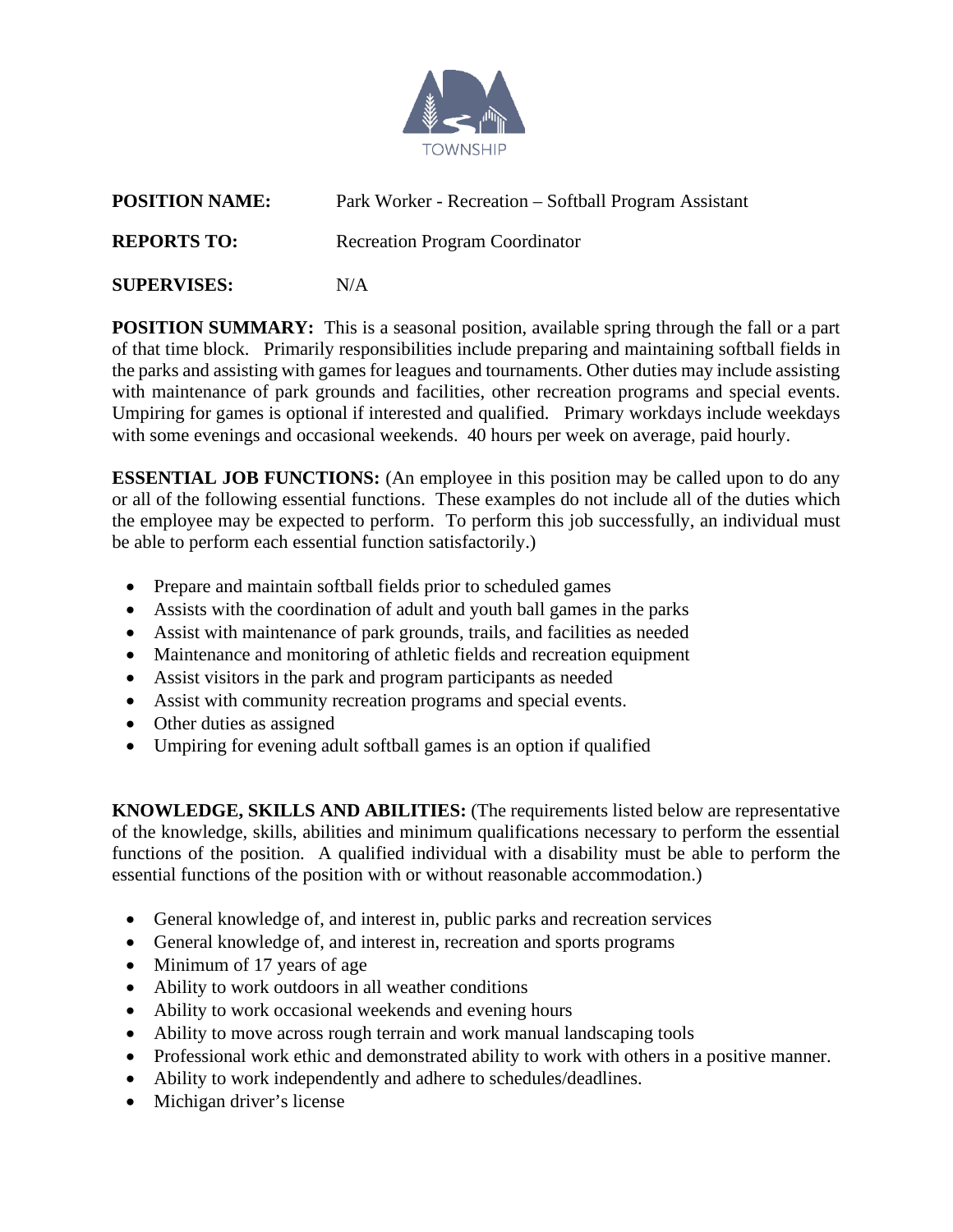TOWNSHIP

**POSITION NAME:** Park Worker - Recreation – Softball Program Assistant

**REPORTS TO:** Recreation Program Coordinator

**SUPERVISES:** N/A

**POSITION SUMMARY:** This is a seasonal position, available spring through the fall or a part of that time block. Primarily responsibilities include preparing and maintaining softball fields in the parks and assisting with games for leagues and tournaments. Other duties may include assisting with maintenance of park grounds and facilities, other recreation programs and special events. Umpiring for games is optional if interested and qualified. Primary workdays include weekdays with some evenings and occasional weekends. 40 hours per week on average, paid hourly.

**ESSENTIAL JOB FUNCTIONS:** (An employee in this position may be called upon to do any or all of the following essential functions. These examples do not include all of the duties which the employee may be expected to perform. To perform this job successfully, an individual must be able to perform each essential function satisfactorily.)

- Prepare and maintain softball fields prior to scheduled games
- Assists with the coordination of adult and youth ball games in the parks
- Assist with maintenance of park grounds, trails, and facilities as needed
- Maintenance and monitoring of athletic fields and recreation equipment
- Assist visitors in the park and program participants as needed
- Assist with community recreation programs and special events.
- Other duties as assigned
- Umpiring for evening adult softball games is an option if qualified

**KNOWLEDGE, SKILLS AND ABILITIES:** (The requirements listed below are representative of the knowledge, skills, abilities and minimum qualifications necessary to perform the essential functions of the position. A qualified individual with a disability must be able to perform the essential functions of the position with or without reasonable accommodation.)

- General knowledge of, and interest in, public parks and recreation services
- General knowledge of, and interest in, recreation and sports programs
- Minimum of 17 years of age
- Ability to work outdoors in all weather conditions
- Ability to work occasional weekends and evening hours
- Ability to move across rough terrain and work manual landscaping tools
- Professional work ethic and demonstrated ability to work with others in a positive manner.
- Ability to work independently and adhere to schedules/deadlines.
- Michigan driver's license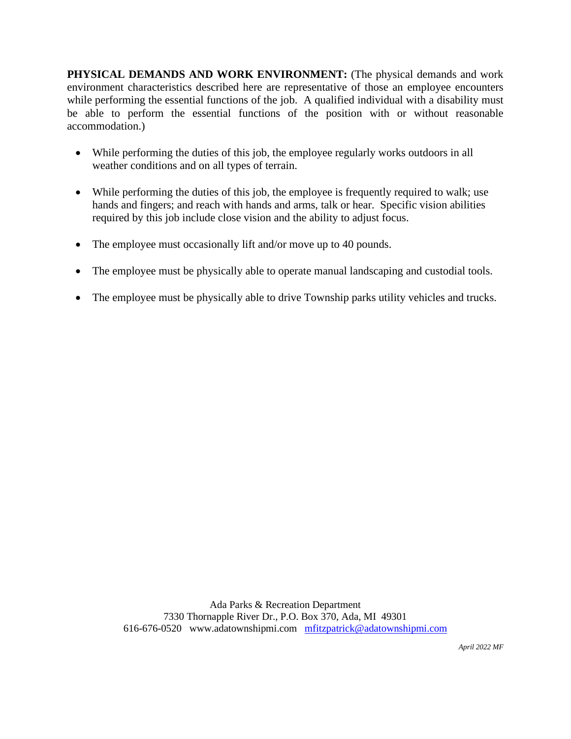**PHYSICAL DEMANDS AND WORK ENVIRONMENT:** (The physical demands and work environment characteristics described here are representative of those an employee encounters while performing the essential functions of the job. A qualified individual with a disability must be able to perform the essential functions of the position with or without reasonable accommodation.)

- While performing the duties of this job, the employee regularly works outdoors in all weather conditions and on all types of terrain.
- While performing the duties of this job, the employee is frequently required to walk; use hands and fingers; and reach with hands and arms, talk or hear. Specific vision abilities required by this job include close vision and the ability to adjust focus.
- The employee must occasionally lift and/or move up to 40 pounds.
- The employee must be physically able to operate manual landscaping and custodial tools.
- The employee must be physically able to drive Township parks utility vehicles and trucks.

Ada Parks & Recreation Department
7330 Thornapple River Dr., P.O. Box 370, Ada, MI 49301
616-676-0520 www.adatownshipmi.com mfitzpatrick@adatownshipmi.com

*April 2022 MF*